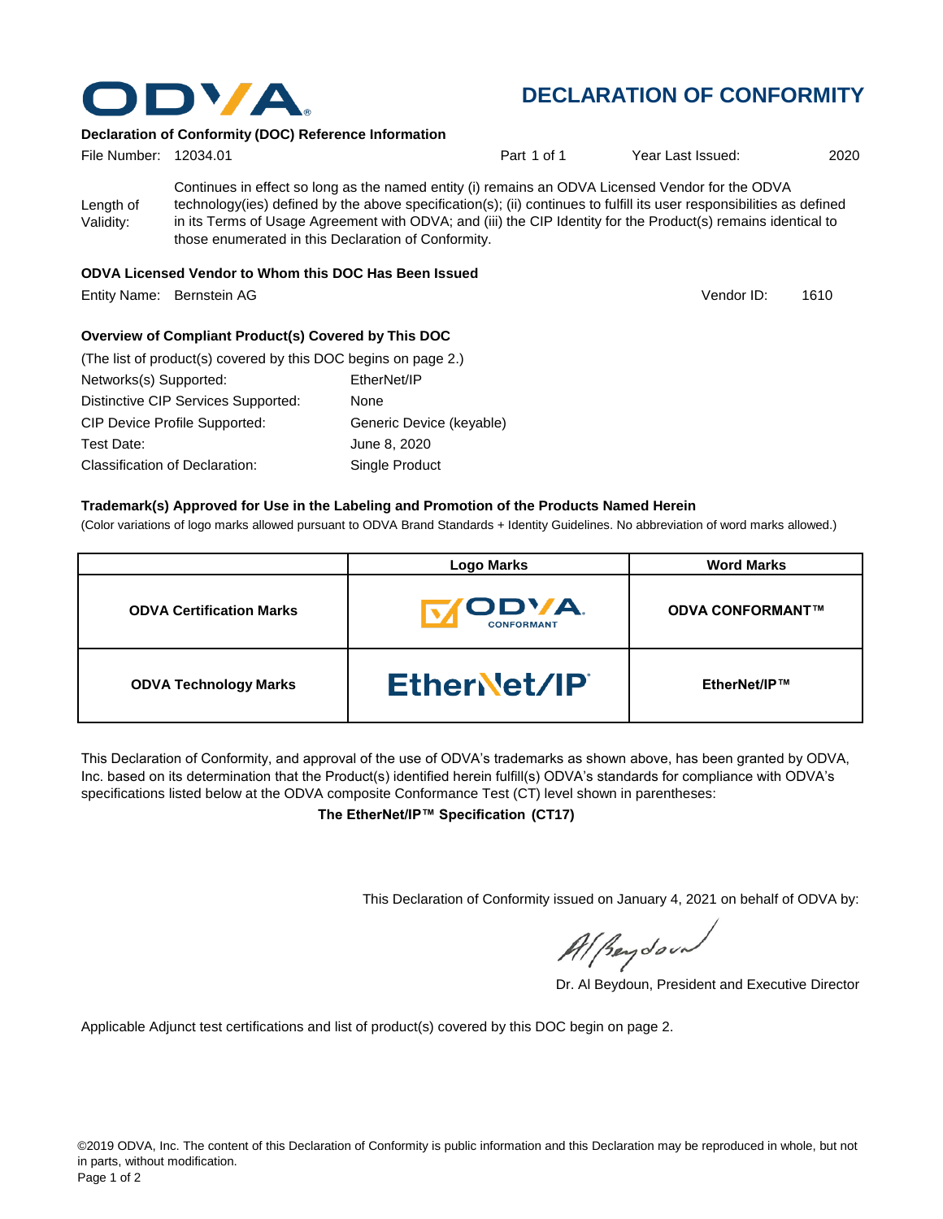# DECLARATION OF CONFORMITY

**Declaration of Conformity (DOC) Reference Information**

File Number: 12034.01 Part 1 of 1 Year Last Issued: 2020

Length of Validity: Continues in effect so long as the named entity (i) remains an ODVA Licensed Vendor for the ODVA technology(ies) defined by the above specification(s); (ii) continues to fulfill its user responsibilities as defined in its Terms of Usage Agreement with ODVA; and (iii) the CIP Identity for the Product(s) remains identical to those enumerated in this Declaration of Conformity.

**ODVA Licensed Vendor to Whom this DOC Has Been Issued**

Entity Name: Bernstein AG Vendor ID: 1610

**Overview of Compliant Product(s) Covered by This DOC**

(The list of product(s) covered by this DOC begins on page 2.)

Networks(s) Supported: EtherNet/IP

Distinctive CIP Services Supported: None

CIP Device Profile Supported: Generic Device (keyable)

Test Date: June 8, 2020

Classification of Declaration: Single Product

**Trademark(s) Approved for Use in the Labeling and Promotion of the Products Named Herein**

(Color variations of logo marks allowed pursuant to ODVA Brand Standards + Identity Guidelines. No abbreviation of word marks allowed.)

| | Logo Marks | Word Marks |
|---|---|---|
| **ODVA Certification Marks** | ODVA CONFORMANT | **ODVA CONFORMANT™** |
| **ODVA Technology Marks** | EtherNet/IP | **EtherNet/IP™** |

This Declaration of Conformity, and approval of the use of ODVA's trademarks as shown above, has been granted by ODVA, Inc. based on its determination that the Product(s) identified herein fulfill(s) ODVA's standards for compliance with ODVA's specifications listed below at the ODVA composite Conformance Test (CT) level shown in parentheses:

**The EtherNet/IP™ Specification (CT17)**

This Declaration of Conformity issued on January 4, 2021 on behalf of ODVA by:

Dr. Al Beydoun, President and Executive Director

Applicable Adjunct test certifications and list of product(s) covered by this DOC begin on page 2.

©2019 ODVA, Inc. The content of this Declaration of Conformity is public information and this Declaration may be reproduced in whole, but not in parts, without modification.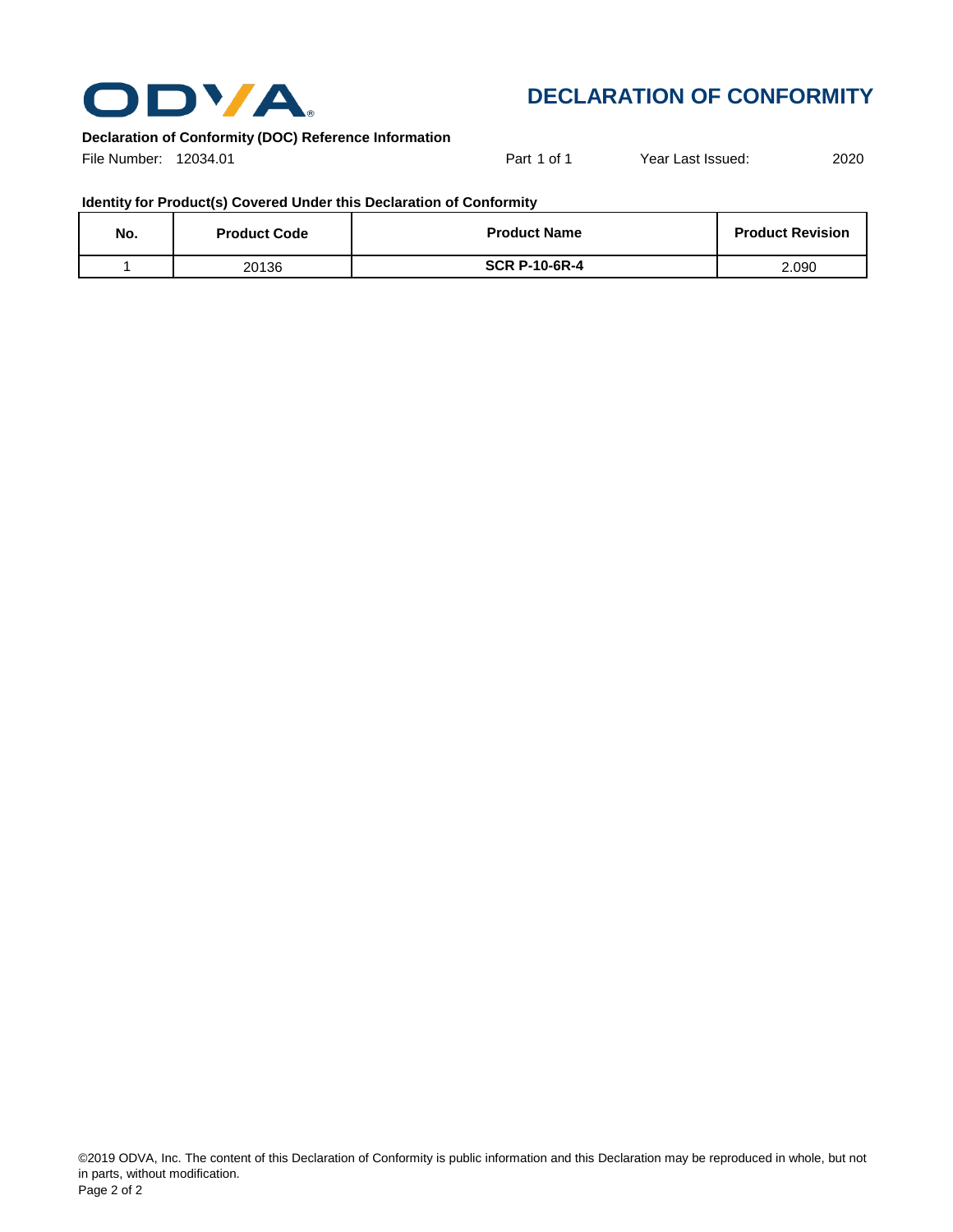ODVA

# DECLARATION OF CONFORMITY

**Declaration of Conformity (DOC) Reference Information**

File Number: 12034.01 Part 1 of 1 Year Last Issued: 2020

**Identity for Product(s) Covered Under this Declaration of Conformity**

| No. | Product Code | Product Name | Product Revision |
|---|---|---|---|
| 1 | 20136 | **SCR P-10-6R-4** | 2.090 |

©2019 ODVA, Inc. The content of this Declaration of Conformity is public information and this Declaration may be reproduced in whole, but not in parts, without modification.